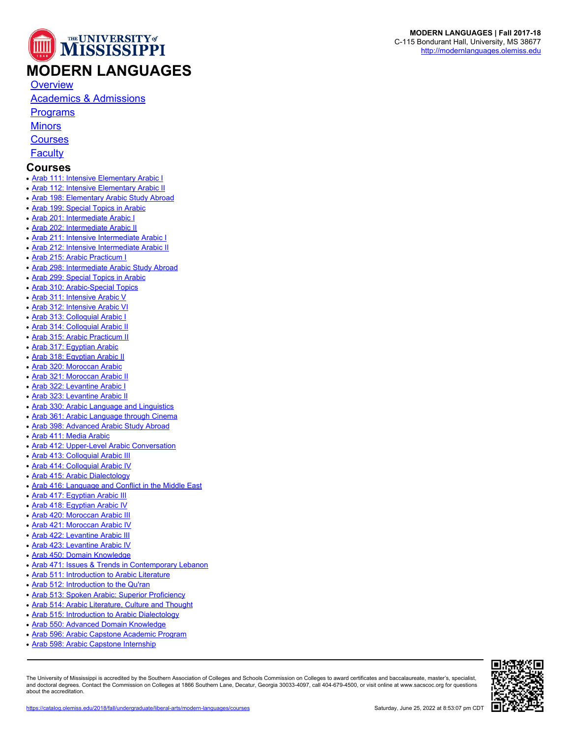**MODERN LANGUAGES | Fall 2017-18**
C-115 Bondurant Hall, University, MS 38677
http://modernlanguages.olemiss.edu

# MODERN LANGUAGES

- Overview
- Academics & Admissions
- Programs
- Minors
- Courses
- Faculty

## Courses

- Arab 111: Intensive Elementary Arabic I
- Arab 112: Intensive Elementary Arabic II
- Arab 198: Elementary Arabic Study Abroad
- Arab 199: Special Topics in Arabic
- Arab 201: Intermediate Arabic I
- Arab 202: Intermediate Arabic II
- Arab 211: Intensive Intermediate Arabic I
- Arab 212: Intensive Intermediate Arabic II
- Arab 215: Arabic Practicum I
- Arab 298: Intermediate Arabic Study Abroad
- Arab 299: Special Topics in Arabic
- Arab 310: Arabic-Special Topics
- Arab 311: Intensive Arabic V
- Arab 312: Intensive Arabic VI
- Arab 313: Colloquial Arabic I
- Arab 314: Colloquial Arabic II
- Arab 315: Arabic Practicum II
- Arab 317: Egyptian Arabic
- Arab 318: Egyptian Arabic II
- Arab 320: Moroccan Arabic
- Arab 321: Moroccan Arabic II
- Arab 322: Levantine Arabic I
- Arab 323: Levantine Arabic II
- Arab 330: Arabic Language and Linguistics
- Arab 361: Arabic Language through Cinema
- Arab 398: Advanced Arabic Study Abroad
- Arab 411: Media Arabic
- Arab 412: Upper-Level Arabic Conversation
- Arab 413: Colloquial Arabic III
- Arab 414: Colloquial Arabic IV
- Arab 415: Arabic Dialectology
- Arab 416: Language and Conflict in the Middle East
- Arab 417: Egyptian Arabic III
- Arab 418: Egyptian Arabic IV
- Arab 420: Moroccan Arabic III
- Arab 421: Moroccan Arabic IV
- Arab 422: Levantine Arabic III
- Arab 423: Levantine Arabic IV
- Arab 450: Domain Knowledge
- Arab 471: Issues & Trends in Contemporary Lebanon
- Arab 511: Introduction to Arabic Literature
- Arab 512: Introduction to the Qu'ran
- Arab 513: Spoken Arabic: Superior Proficiency
- Arab 514: Arabic Literature, Culture and Thought
- Arab 515: Introduction to Arabic Dialectology
- Arab 550: Advanced Domain Knowledge
- Arab 596: Arabic Capstone Academic Program
- Arab 598: Arabic Capstone Internship

The University of Mississippi is accredited by the Southern Association of Colleges and Schools Commission on Colleges to award certificates and baccalaureate, master's, specialist, and doctoral degrees. Contact the Commission on Colleges at 1866 Southern Lane, Decatur, Georgia 30033-4097, call 404-679-4500, or visit online at www.sacscoc.org for questions about the accreditation.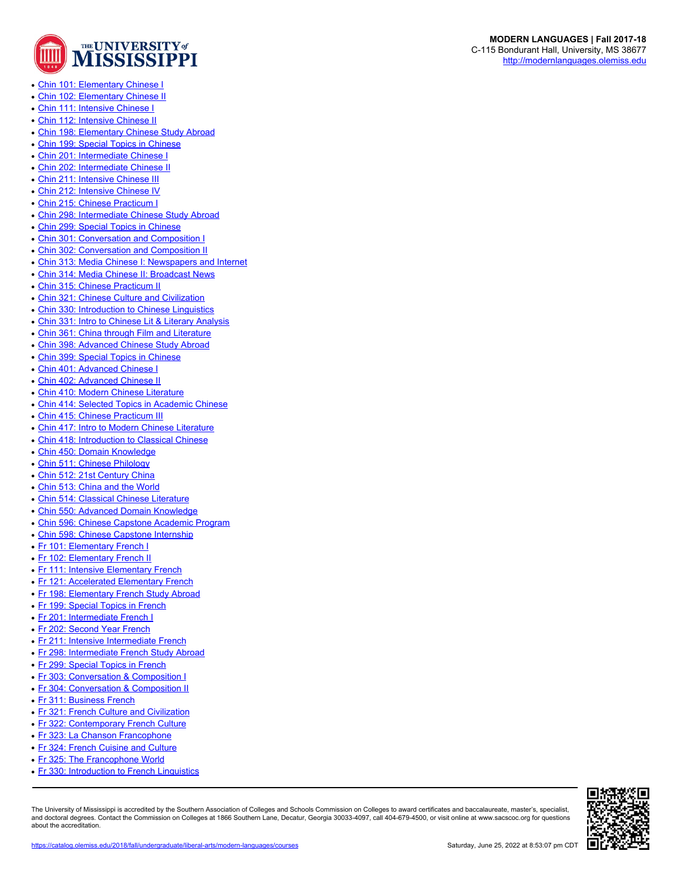- Chin 101: Elementary Chinese I
- Chin 102: Elementary Chinese II
- Chin 111: Intensive Chinese I
- Chin 112: Intensive Chinese II
- Chin 198: Elementary Chinese Study Abroad
- Chin 199: Special Topics in Chinese
- Chin 201: Intermediate Chinese I
- Chin 202: Intermediate Chinese II
- Chin 211: Intensive Chinese III
- Chin 212: Intensive Chinese IV
- Chin 215: Chinese Practicum I
- Chin 298: Intermediate Chinese Study Abroad
- Chin 299: Special Topics in Chinese
- Chin 301: Conversation and Composition I
- Chin 302: Conversation and Composition II
- Chin 313: Media Chinese I: Newspapers and Internet
- Chin 314: Media Chinese II: Broadcast News
- Chin 315: Chinese Practicum II
- Chin 321: Chinese Culture and Civilization
- Chin 330: Introduction to Chinese Linguistics
- Chin 331: Intro to Chinese Lit & Literary Analysis
- Chin 361: China through Film and Literature
- Chin 398: Advanced Chinese Study Abroad
- Chin 399: Special Topics in Chinese
- Chin 401: Advanced Chinese I
- Chin 402: Advanced Chinese II
- Chin 410: Modern Chinese Literature
- Chin 414: Selected Topics in Academic Chinese
- Chin 415: Chinese Practicum III
- Chin 417: Intro to Modern Chinese Literature
- Chin 418: Introduction to Classical Chinese
- Chin 450: Domain Knowledge
- Chin 511: Chinese Philology
- Chin 512: 21st Century China
- Chin 513: China and the World
- Chin 514: Classical Chinese Literature
- Chin 550: Advanced Domain Knowledge
- Chin 596: Chinese Capstone Academic Program
- Chin 598: Chinese Capstone Internship
- Fr 101: Elementary French I
- Fr 102: Elementary French II
- Fr 111: Intensive Elementary French
- Fr 121: Accelerated Elementary French
- Fr 198: Elementary French Study Abroad
- Fr 199: Special Topics in French
- Fr 201: Intermediate French I
- Fr 202: Second Year French
- Fr 211: Intensive Intermediate French
- Fr 298: Intermediate French Study Abroad
- Fr 299: Special Topics in French
- Fr 303: Conversation & Composition I
- Fr 304: Conversation & Composition II
- Fr 311: Business French
- Fr 321: French Culture and Civilization
- Fr 322: Contemporary French Culture
- Fr 323: La Chanson Francophone
- Fr 324: French Cuisine and Culture
- Fr 325: The Francophone World
- Fr 330: Introduction to French Linguistics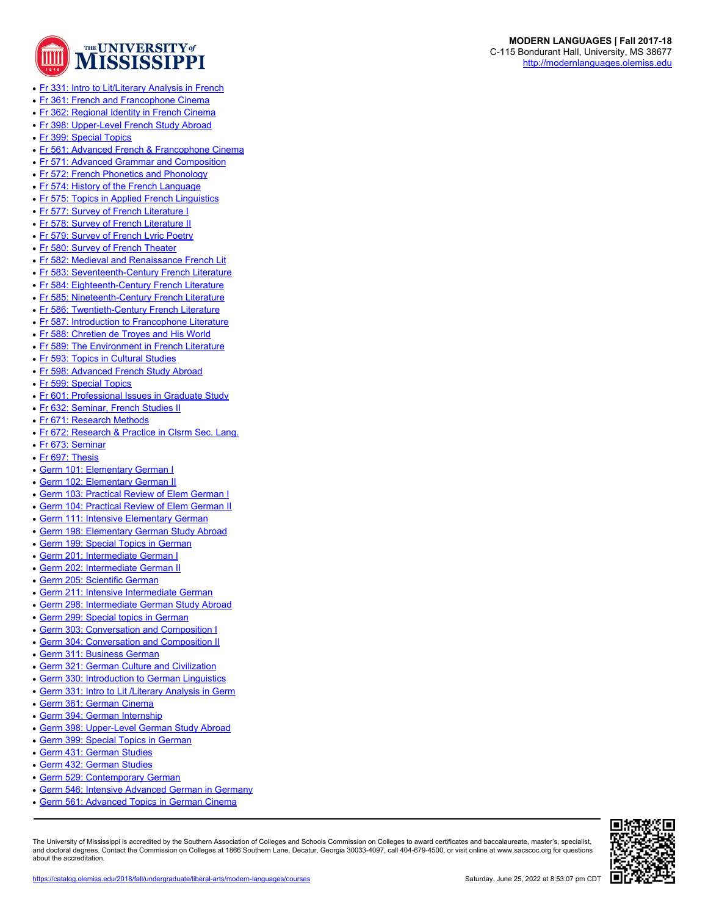- Fr 331: Intro to Lit/Literary Analysis in French
- Fr 361: French and Francophone Cinema
- Fr 362: Regional Identity in French Cinema
- Fr 398: Upper-Level French Study Abroad
- Fr 399: Special Topics
- Fr 561: Advanced French & Francophone Cinema
- Fr 571: Advanced Grammar and Composition
- Fr 572: French Phonetics and Phonology
- Fr 574: History of the French Language
- Fr 575: Topics in Applied French Linguistics
- Fr 577: Survey of French Literature I
- Fr 578: Survey of French Literature II
- Fr 579: Survey of French Lyric Poetry
- Fr 580: Survey of French Theater
- Fr 582: Medieval and Renaissance French Lit
- Fr 583: Seventeenth-Century French Literature
- Fr 584: Eighteenth-Century French Literature
- Fr 585: Nineteenth-Century French Literature
- Fr 586: Twentieth-Century French Literature
- Fr 587: Introduction to Francophone Literature
- Fr 588: Chretien de Troyes and His World
- Fr 589: The Environment in French Literature
- Fr 593: Topics in Cultural Studies
- Fr 598: Advanced French Study Abroad
- Fr 599: Special Topics
- Fr 601: Professional Issues in Graduate Study
- Fr 632: Seminar, French Studies II
- Fr 671: Research Methods
- Fr 672: Research & Practice in Clsrm Sec. Lang.
- Fr 673: Seminar
- Fr 697: Thesis
- Germ 101: Elementary German I
- Germ 102: Elementary German II
- Germ 103: Practical Review of Elem German I
- Germ 104: Practical Review of Elem German II
- Germ 111: Intensive Elementary German
- Germ 198: Elementary German Study Abroad
- Germ 199: Special Topics in German
- Germ 201: Intermediate German I
- Germ 202: Intermediate German II
- Germ 205: Scientific German
- Germ 211: Intensive Intermediate German
- Germ 298: Intermediate German Study Abroad
- Germ 299: Special topics in German
- Germ 303: Conversation and Composition I
- Germ 304: Conversation and Composition II
- Germ 311: Business German
- Germ 321: German Culture and Civilization
- Germ 330: Introduction to German Linguistics
- Germ 331: Intro to Lit /Literary Analysis in Germ
- Germ 361: German Cinema
- Germ 394: German Internship
- Germ 398: Upper-Level German Study Abroad
- Germ 399: Special Topics in German
- Germ 431: German Studies
- Germ 432: German Studies
- Germ 529: Contemporary German
- Germ 546: Intensive Advanced German in Germany
- Germ 561: Advanced Topics in German Cinema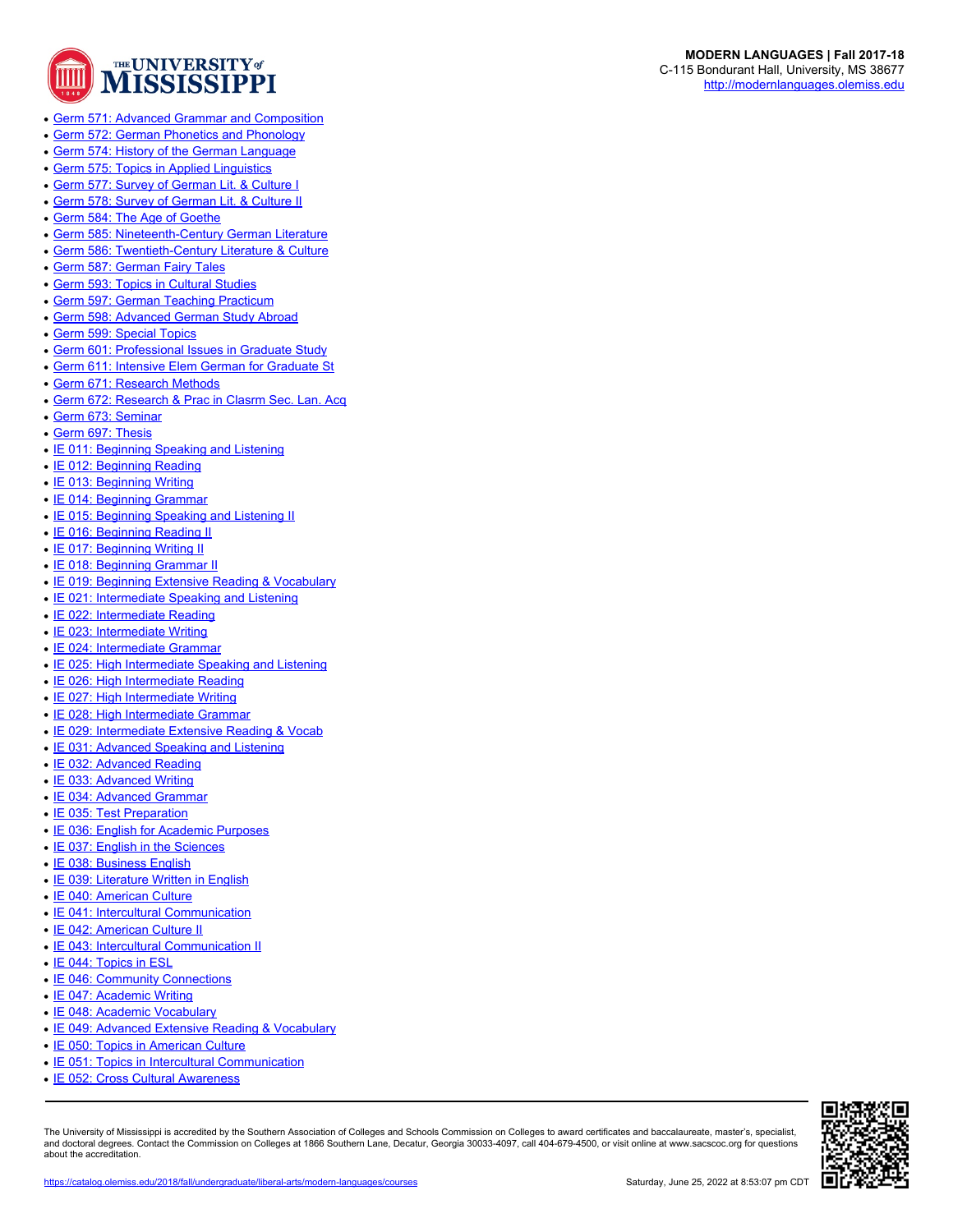- Germ 571: Advanced Grammar and Composition
- Germ 572: German Phonetics and Phonology
- Germ 574: History of the German Language
- Germ 575: Topics in Applied Linguistics
- Germ 577: Survey of German Lit. & Culture I
- Germ 578: Survey of German Lit. & Culture II
- Germ 584: The Age of Goethe
- Germ 585: Nineteenth-Century German Literature
- Germ 586: Twentieth-Century Literature & Culture
- Germ 587: German Fairy Tales
- Germ 593: Topics in Cultural Studies
- Germ 597: German Teaching Practicum
- Germ 598: Advanced German Study Abroad
- Germ 599: Special Topics
- Germ 601: Professional Issues in Graduate Study
- Germ 611: Intensive Elem German for Graduate St
- Germ 671: Research Methods
- Germ 672: Research & Prac in Clasrm Sec. Lan. Acq
- Germ 673: Seminar
- Germ 697: Thesis
- IE 011: Beginning Speaking and Listening
- IE 012: Beginning Reading
- IE 013: Beginning Writing
- IE 014: Beginning Grammar
- IE 015: Beginning Speaking and Listening II
- IE 016: Beginning Reading II
- IE 017: Beginning Writing II
- IE 018: Beginning Grammar II
- IE 019: Beginning Extensive Reading & Vocabulary
- IE 021: Intermediate Speaking and Listening
- IE 022: Intermediate Reading
- IE 023: Intermediate Writing
- IE 024: Intermediate Grammar
- IE 025: High Intermediate Speaking and Listening
- IE 026: High Intermediate Reading
- IE 027: High Intermediate Writing
- IE 028: High Intermediate Grammar
- IE 029: Intermediate Extensive Reading & Vocab
- IE 031: Advanced Speaking and Listening
- IE 032: Advanced Reading
- IE 033: Advanced Writing
- IE 034: Advanced Grammar
- IE 035: Test Preparation
- IE 036: English for Academic Purposes
- IE 037: English in the Sciences
- IE 038: Business English
- IE 039: Literature Written in English
- IE 040: American Culture
- IE 041: Intercultural Communication
- IE 042: American Culture II
- IE 043: Intercultural Communication II
- IE 044: Topics in ESL
- IE 046: Community Connections
- IE 047: Academic Writing
- IE 048: Academic Vocabulary
- IE 049: Advanced Extensive Reading & Vocabulary
- IE 050: Topics in American Culture
- IE 051: Topics in Intercultural Communication
- IE 052: Cross Cultural Awareness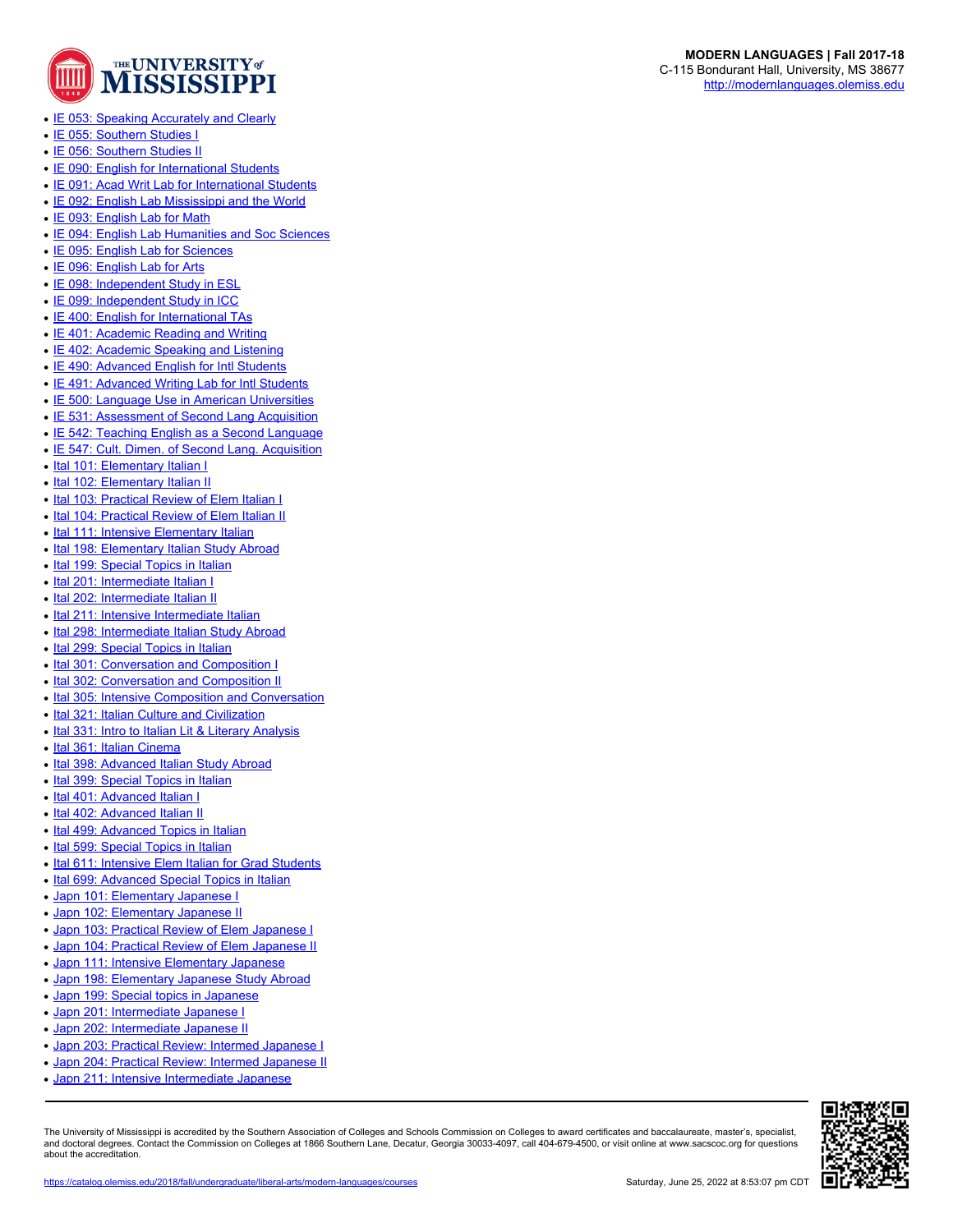- [IE 053: Speaking Accurately and Clearly]
- [IE 055: Southern Studies I]
- [IE 056: Southern Studies II]
- [IE 090: English for International Students]
- [IE 091: Acad Writ Lab for International Students]
- [IE 092: English Lab Mississippi and the World]
- [IE 093: English Lab for Math]
- [IE 094: English Lab Humanities and Soc Sciences]
- [IE 095: English Lab for Sciences]
- [IE 096: English Lab for Arts]
- [IE 098: Independent Study in ESL]
- [IE 099: Independent Study in ICC]
- [IE 400: English for International TAs]
- [IE 401: Academic Reading and Writing]
- [IE 402: Academic Speaking and Listening]
- [IE 490: Advanced English for Intl Students]
- [IE 491: Advanced Writing Lab for Intl Students]
- [IE 500: Language Use in American Universities]
- [IE 531: Assessment of Second Lang Acquisition]
- [IE 542: Teaching English as a Second Language]
- [IE 547: Cult. Dimen. of Second Lang. Acquisition]
- [Ital 101: Elementary Italian I]
- [Ital 102: Elementary Italian II]
- [Ital 103: Practical Review of Elem Italian I]
- [Ital 104: Practical Review of Elem Italian II]
- [Ital 111: Intensive Elementary Italian]
- [Ital 198: Elementary Italian Study Abroad]
- [Ital 199: Special Topics in Italian]
- [Ital 201: Intermediate Italian I]
- [Ital 202: Intermediate Italian II]
- [Ital 211: Intensive Intermediate Italian]
- [Ital 298: Intermediate Italian Study Abroad]
- [Ital 299: Special Topics in Italian]
- [Ital 301: Conversation and Composition I]
- [Ital 302: Conversation and Composition II]
- [Ital 305: Intensive Composition and Conversation]
- [Ital 321: Italian Culture and Civilization]
- [Ital 331: Intro to Italian Lit & Literary Analysis]
- [Ital 361: Italian Cinema]
- [Ital 398: Advanced Italian Study Abroad]
- [Ital 399: Special Topics in Italian]
- [Ital 401: Advanced Italian I]
- [Ital 402: Advanced Italian II]
- [Ital 499: Advanced Topics in Italian]
- [Ital 599: Special Topics in Italian]
- [Ital 611: Intensive Elem Italian for Grad Students]
- [Ital 699: Advanced Special Topics in Italian]
- [Japn 101: Elementary Japanese I]
- [Japn 102: Elementary Japanese II]
- [Japn 103: Practical Review of Elem Japanese I]
- [Japn 104: Practical Review of Elem Japanese II]
- [Japn 111: Intensive Elementary Japanese]
- [Japn 198: Elementary Japanese Study Abroad]
- [Japn 199: Special topics in Japanese]
- [Japn 201: Intermediate Japanese I]
- [Japn 202: Intermediate Japanese II]
- [Japn 203: Practical Review: Intermed Japanese I]
- [Japn 204: Practical Review: Intermed Japanese II]
- [Japn 211: Intensive Intermediate Japanese]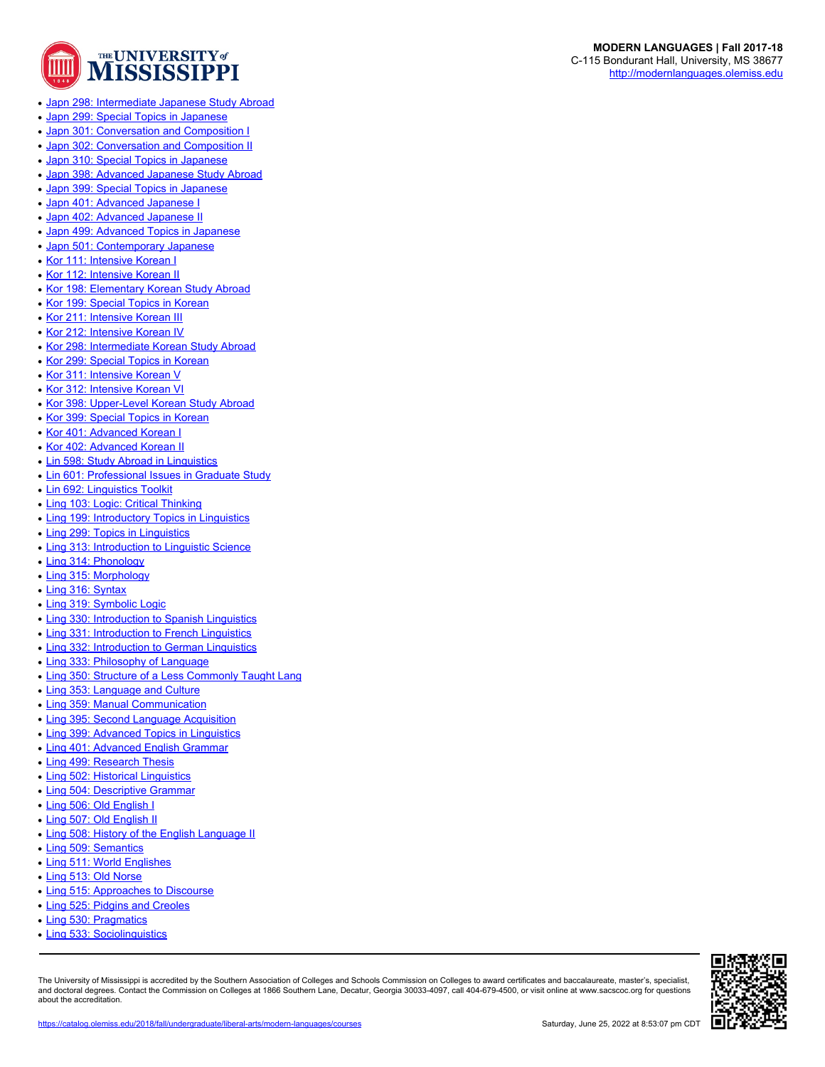- Japn 298: Intermediate Japanese Study Abroad
- Japn 299: Special Topics in Japanese
- Japn 301: Conversation and Composition I
- Japn 302: Conversation and Composition II
- Japn 310: Special Topics in Japanese
- Japn 398: Advanced Japanese Study Abroad
- Japn 399: Special Topics in Japanese
- Japn 401: Advanced Japanese I
- Japn 402: Advanced Japanese II
- Japn 499: Advanced Topics in Japanese
- Japn 501: Contemporary Japanese
- Kor 111: Intensive Korean I
- Kor 112: Intensive Korean II
- Kor 198: Elementary Korean Study Abroad
- Kor 199: Special Topics in Korean
- Kor 211: Intensive Korean III
- Kor 212: Intensive Korean IV
- Kor 298: Intermediate Korean Study Abroad
- Kor 299: Special Topics in Korean
- Kor 311: Intensive Korean V
- Kor 312: Intensive Korean VI
- Kor 398: Upper-Level Korean Study Abroad
- Kor 399: Special Topics in Korean
- Kor 401: Advanced Korean I
- Kor 402: Advanced Korean II
- Lin 598: Study Abroad in Linguistics
- Lin 601: Professional Issues in Graduate Study
- Lin 692: Linguistics Toolkit
- Ling 103: Logic: Critical Thinking
- Ling 199: Introductory Topics in Linguistics
- Ling 299: Topics in Linguistics
- Ling 313: Introduction to Linguistic Science
- Ling 314: Phonology
- Ling 315: Morphology
- Ling 316: Syntax
- Ling 319: Symbolic Logic
- Ling 330: Introduction to Spanish Linguistics
- Ling 331: Introduction to French Linguistics
- Ling 332: Introduction to German Linguistics
- Ling 333: Philosophy of Language
- Ling 350: Structure of a Less Commonly Taught Lang
- Ling 353: Language and Culture
- Ling 359: Manual Communication
- Ling 395: Second Language Acquisition
- Ling 399: Advanced Topics in Linguistics
- Ling 401: Advanced English Grammar
- Ling 499: Research Thesis
- Ling 502: Historical Linguistics
- Ling 504: Descriptive Grammar
- Ling 506: Old English I
- Ling 507: Old English II
- Ling 508: History of the English Language II
- Ling 509: Semantics
- Ling 511: World Englishes
- Ling 513: Old Norse
- Ling 515: Approaches to Discourse
- Ling 525: Pidgins and Creoles
- Ling 530: Pragmatics
- Ling 533: Sociolinguistics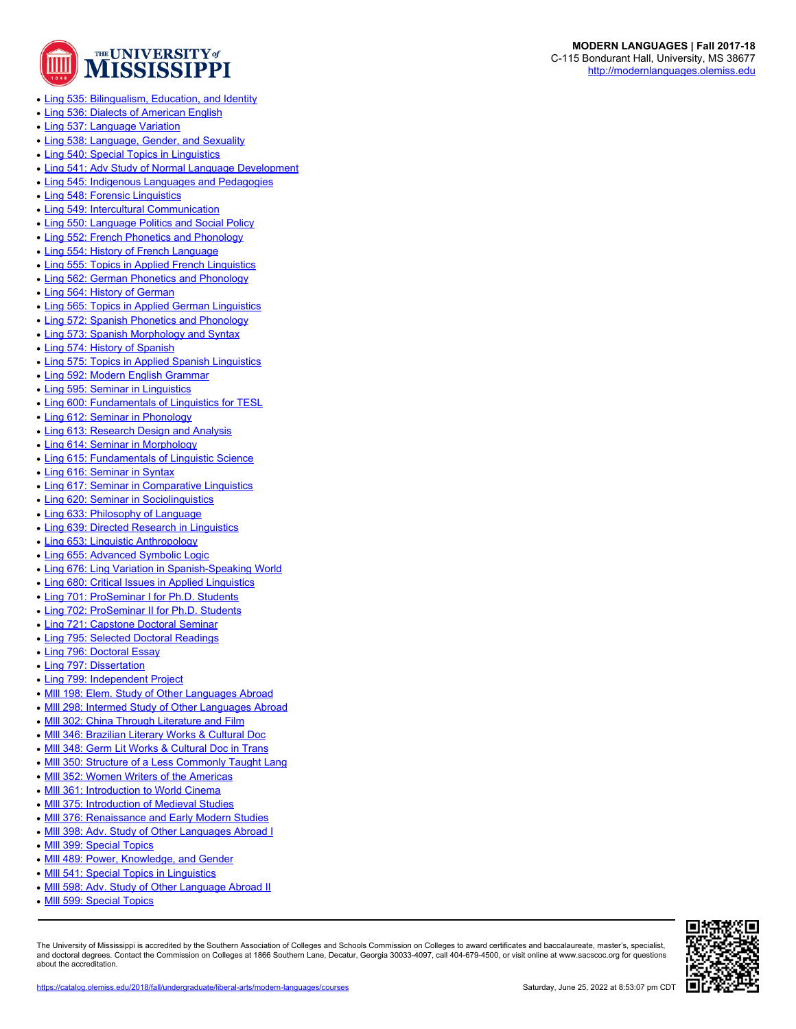- [Ling 535: Bilingualism, Education, and Identity]()
- [Ling 536: Dialects of American English]()
- [Ling 537: Language Variation]()
- [Ling 538: Language, Gender, and Sexuality]()
- [Ling 540: Special Topics in Linguistics]()
- [Ling 541: Adv Study of Normal Language Development]()
- [Ling 545: Indigenous Languages and Pedagogies]()
- [Ling 548: Forensic Linguistics]()
- [Ling 549: Intercultural Communication]()
- [Ling 550: Language Politics and Social Policy]()
- [Ling 552: French Phonetics and Phonology]()
- [Ling 554: History of French Language]()
- [Ling 555: Topics in Applied French Linguistics]()
- [Ling 562: German Phonetics and Phonology]()
- [Ling 564: History of German]()
- [Ling 565: Topics in Applied German Linguistics]()
- [Ling 572: Spanish Phonetics and Phonology]()
- [Ling 573: Spanish Morphology and Syntax]()
- [Ling 574: History of Spanish]()
- [Ling 575: Topics in Applied Spanish Linguistics]()
- [Ling 592: Modern English Grammar]()
- [Ling 595: Seminar in Linguistics]()
- [Ling 600: Fundamentals of Linguistics for TESL]()
- [Ling 612: Seminar in Phonology]()
- [Ling 613: Research Design and Analysis]()
- [Ling 614: Seminar in Morphology]()
- [Ling 615: Fundamentals of Linguistic Science]()
- [Ling 616: Seminar in Syntax]()
- [Ling 617: Seminar in Comparative Linguistics]()
- [Ling 620: Seminar in Sociolinguistics]()
- [Ling 633: Philosophy of Language]()
- [Ling 639: Directed Research in Linguistics]()
- [Ling 653: Linguistic Anthropology]()
- [Ling 655: Advanced Symbolic Logic]()
- [Ling 676: Ling Variation in Spanish-Speaking World]()
- [Ling 680: Critical Issues in Applied Linguistics]()
- [Ling 701: ProSeminar I for Ph.D. Students]()
- [Ling 702: ProSeminar II for Ph.D. Students]()
- [Ling 721: Capstone Doctoral Seminar]()
- [Ling 795: Selected Doctoral Readings]()
- [Ling 796: Doctoral Essay]()
- [Ling 797: Dissertation]()
- [Ling 799: Independent Project]()
- [Mlll 198: Elem. Study of Other Languages Abroad]()
- [Mlll 298: Intermed Study of Other Languages Abroad]()
- [Mlll 302: China Through Literature and Film]()
- [Mlll 346: Brazilian Literary Works & Cultural Doc]()
- [Mlll 348: Germ Lit Works & Cultural Doc in Trans]()
- [Mlll 350: Structure of a Less Commonly Taught Lang]()
- [Mlll 352: Women Writers of the Americas]()
- [Mlll 361: Introduction to World Cinema]()
- [Mlll 375: Introduction of Medieval Studies]()
- [Mlll 376: Renaissance and Early Modern Studies]()
- [Mlll 398: Adv. Study of Other Languages Abroad I]()
- [Mlll 399: Special Topics]()
- [Mlll 489: Power, Knowledge, and Gender]()
- [Mlll 541: Special Topics in Linguistics]()
- [Mlll 598: Adv. Study of Other Language Abroad II]()
- [Mlll 599: Special Topics]()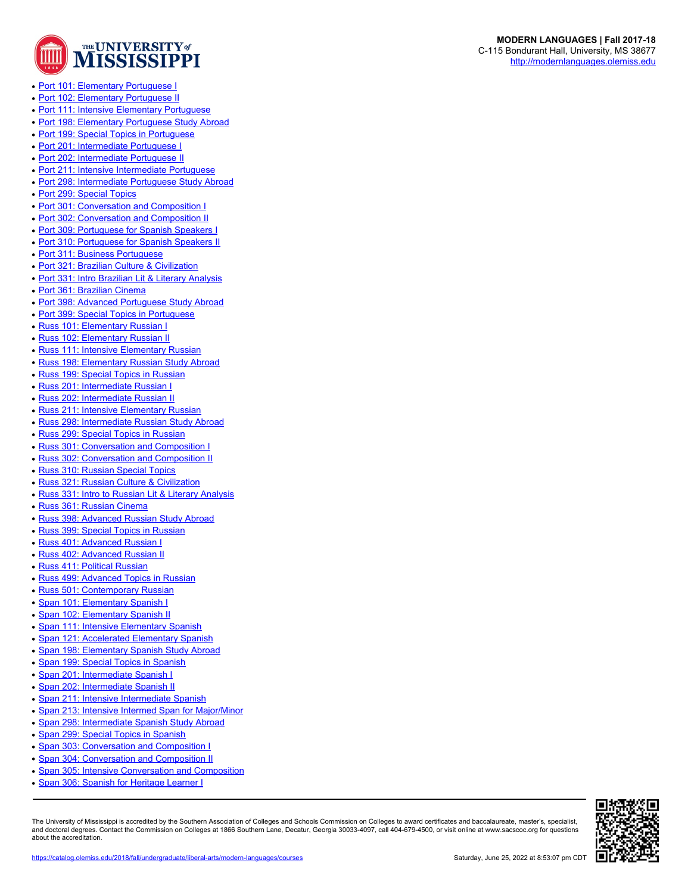- Port 101: Elementary Portuguese I
- Port 102: Elementary Portuguese II
- Port 111: Intensive Elementary Portuguese
- Port 198: Elementary Portuguese Study Abroad
- Port 199: Special Topics in Portuguese
- Port 201: Intermediate Portuguese I
- Port 202: Intermediate Portuguese II
- Port 211: Intensive Intermediate Portuguese
- Port 298: Intermediate Portuguese Study Abroad
- Port 299: Special Topics
- Port 301: Conversation and Composition I
- Port 302: Conversation and Composition II
- Port 309: Portuguese for Spanish Speakers I
- Port 310: Portuguese for Spanish Speakers II
- Port 311: Business Portuguese
- Port 321: Brazilian Culture & Civilization
- Port 331: Intro Brazilian Lit & Literary Analysis
- Port 361: Brazilian Cinema
- Port 398: Advanced Portuguese Study Abroad
- Port 399: Special Topics in Portuguese
- Russ 101: Elementary Russian I
- Russ 102: Elementary Russian II
- Russ 111: Intensive Elementary Russian
- Russ 198: Elementary Russian Study Abroad
- Russ 199: Special Topics in Russian
- Russ 201: Intermediate Russian I
- Russ 202: Intermediate Russian II
- Russ 211: Intensive Elementary Russian
- Russ 298: Intermediate Russian Study Abroad
- Russ 299: Special Topics in Russian
- Russ 301: Conversation and Composition I
- Russ 302: Conversation and Composition II
- Russ 310: Russian Special Topics
- Russ 321: Russian Culture & Civilization
- Russ 331: Intro to Russian Lit & Literary Analysis
- Russ 361: Russian Cinema
- Russ 398: Advanced Russian Study Abroad
- Russ 399: Special Topics in Russian
- Russ 401: Advanced Russian I
- Russ 402: Advanced Russian II
- Russ 411: Political Russian
- Russ 499: Advanced Topics in Russian
- Russ 501: Contemporary Russian
- Span 101: Elementary Spanish I
- Span 102: Elementary Spanish II
- Span 111: Intensive Elementary Spanish
- Span 121: Accelerated Elementary Spanish
- Span 198: Elementary Spanish Study Abroad
- Span 199: Special Topics in Spanish
- Span 201: Intermediate Spanish I
- Span 202: Intermediate Spanish II
- Span 211: Intensive Intermediate Spanish
- Span 213: Intensive Intermed Span for Major/Minor
- Span 298: Intermediate Spanish Study Abroad
- Span 299: Special Topics in Spanish
- Span 303: Conversation and Composition I
- Span 304: Conversation and Composition II
- Span 305: Intensive Conversation and Composition
- Span 306: Spanish for Heritage Learner I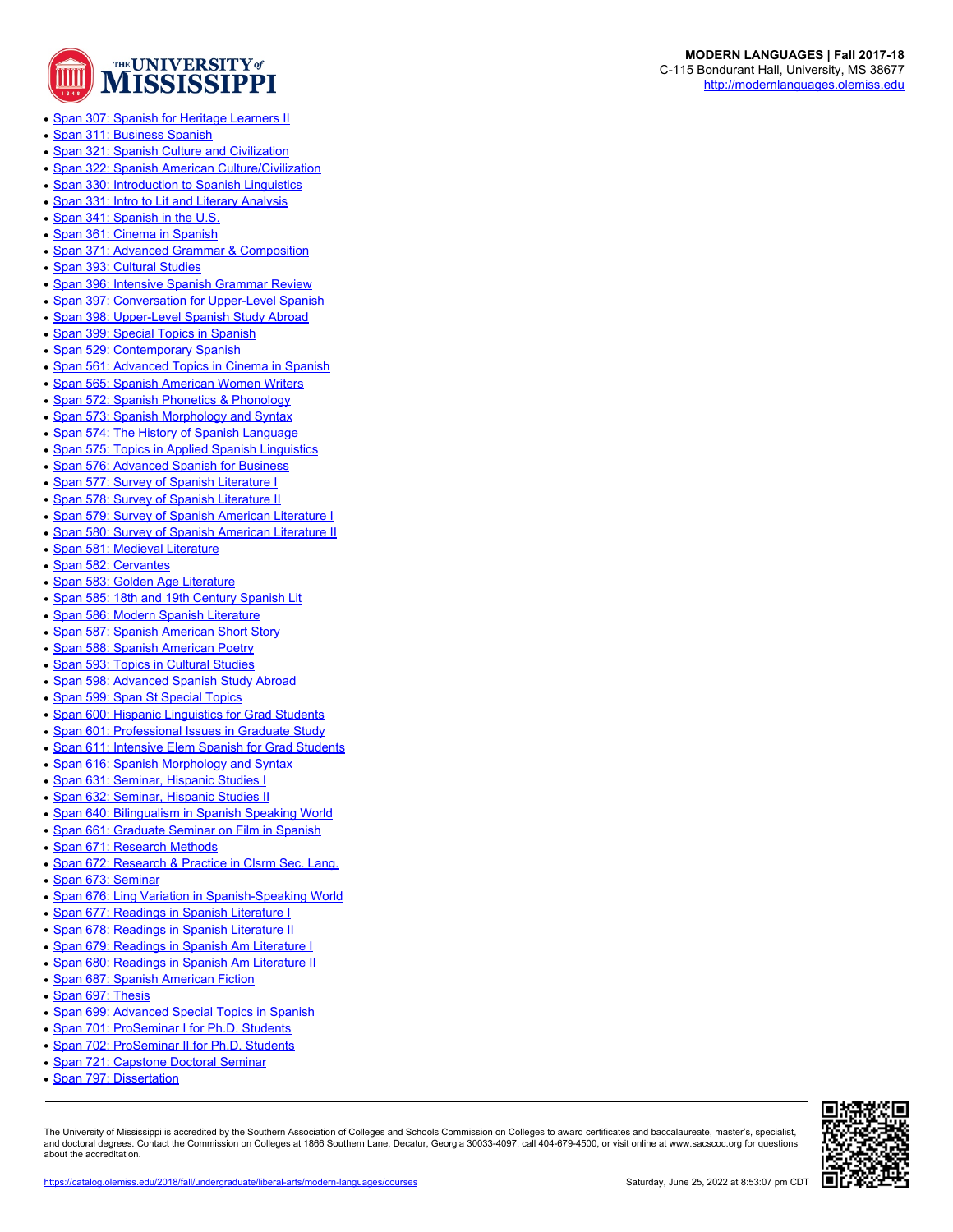- Span 307: Spanish for Heritage Learners II
- Span 311: Business Spanish
- Span 321: Spanish Culture and Civilization
- Span 322: Spanish American Culture/Civilization
- Span 330: Introduction to Spanish Linguistics
- Span 331: Intro to Lit and Literary Analysis
- Span 341: Spanish in the U.S.
- Span 361: Cinema in Spanish
- Span 371: Advanced Grammar & Composition
- Span 393: Cultural Studies
- Span 396: Intensive Spanish Grammar Review
- Span 397: Conversation for Upper-Level Spanish
- Span 398: Upper-Level Spanish Study Abroad
- Span 399: Special Topics in Spanish
- Span 529: Contemporary Spanish
- Span 561: Advanced Topics in Cinema in Spanish
- Span 565: Spanish American Women Writers
- Span 572: Spanish Phonetics & Phonology
- Span 573: Spanish Morphology and Syntax
- Span 574: The History of Spanish Language
- Span 575: Topics in Applied Spanish Linguistics
- Span 576: Advanced Spanish for Business
- Span 577: Survey of Spanish Literature I
- Span 578: Survey of Spanish Literature II
- Span 579: Survey of Spanish American Literature I
- Span 580: Survey of Spanish American Literature II
- Span 581: Medieval Literature
- Span 582: Cervantes
- Span 583: Golden Age Literature
- Span 585: 18th and 19th Century Spanish Lit
- Span 586: Modern Spanish Literature
- Span 587: Spanish American Short Story
- Span 588: Spanish American Poetry
- Span 593: Topics in Cultural Studies
- Span 598: Advanced Spanish Study Abroad
- Span 599: Span St Special Topics
- Span 600: Hispanic Linguistics for Grad Students
- Span 601: Professional Issues in Graduate Study
- Span 611: Intensive Elem Spanish for Grad Students
- Span 616: Spanish Morphology and Syntax
- Span 631: Seminar, Hispanic Studies I
- Span 632: Seminar, Hispanic Studies II
- Span 640: Bilingualism in Spanish Speaking World
- Span 661: Graduate Seminar on Film in Spanish
- Span 671: Research Methods
- Span 672: Research & Practice in Clsrm Sec. Lang.
- Span 673: Seminar
- Span 676: Ling Variation in Spanish-Speaking World
- Span 677: Readings in Spanish Literature I
- Span 678: Readings in Spanish Literature II
- Span 679: Readings in Spanish Am Literature I
- Span 680: Readings in Spanish Am Literature II
- Span 687: Spanish American Fiction
- Span 697: Thesis
- Span 699: Advanced Special Topics in Spanish
- Span 701: ProSeminar I for Ph.D. Students
- Span 702: ProSeminar II for Ph.D. Students
- Span 721: Capstone Doctoral Seminar
- Span 797: Dissertation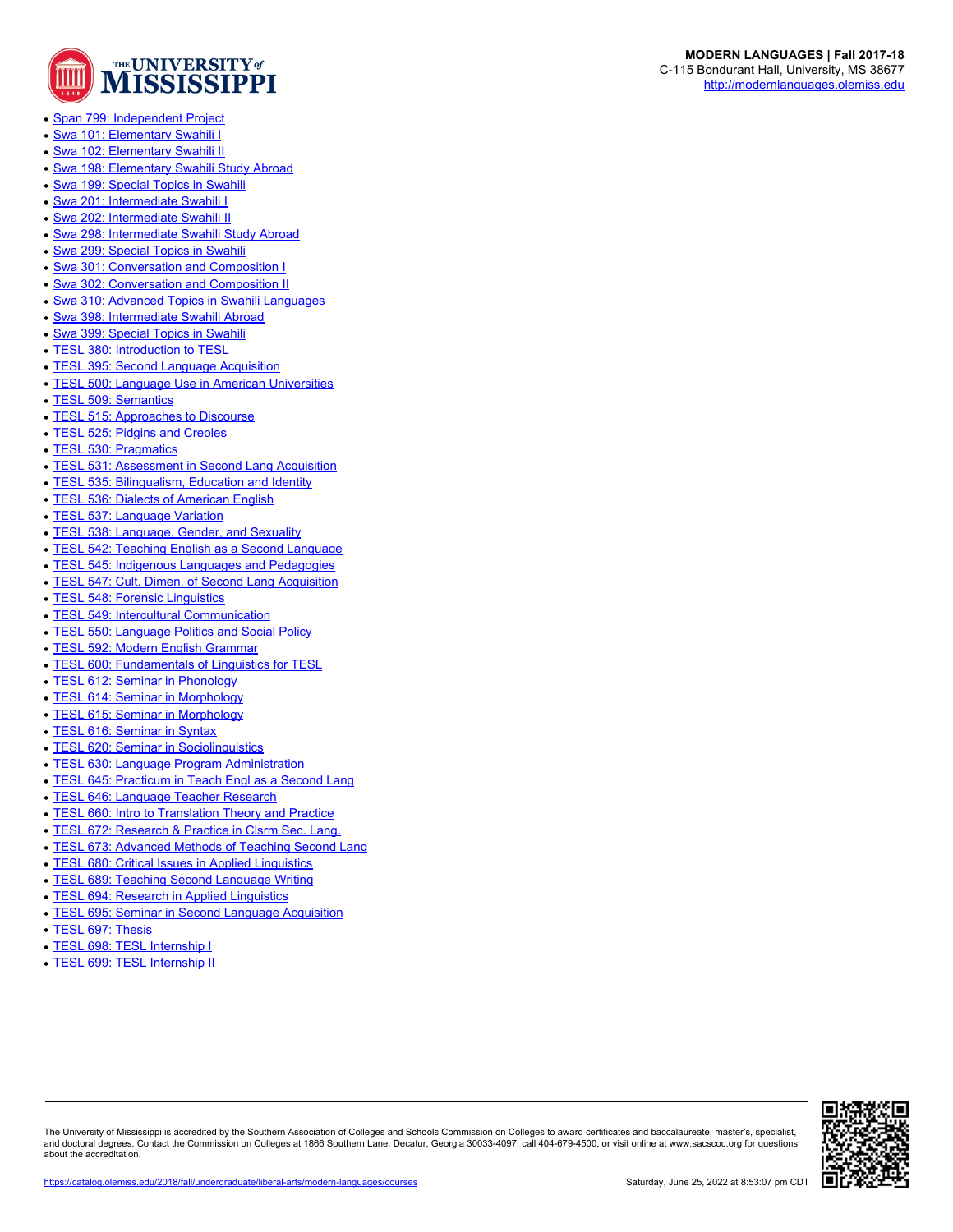- Span 799: Independent Project
- Swa 101: Elementary Swahili I
- Swa 102: Elementary Swahili II
- Swa 198: Elementary Swahili Study Abroad
- Swa 199: Special Topics in Swahili
- Swa 201: Intermediate Swahili I
- Swa 202: Intermediate Swahili II
- Swa 298: Intermediate Swahili Study Abroad
- Swa 299: Special Topics in Swahili
- Swa 301: Conversation and Composition I
- Swa 302: Conversation and Composition II
- Swa 310: Advanced Topics in Swahili Languages
- Swa 398: Intermediate Swahili Abroad
- Swa 399: Special Topics in Swahili
- TESL 380: Introduction to TESL
- TESL 395: Second Language Acquisition
- TESL 500: Language Use in American Universities
- TESL 509: Semantics
- TESL 515: Approaches to Discourse
- TESL 525: Pidgins and Creoles
- TESL 530: Pragmatics
- TESL 531: Assessment in Second Lang Acquisition
- TESL 535: Bilingualism, Education and Identity
- TESL 536: Dialects of American English
- TESL 537: Language Variation
- TESL 538: Language, Gender, and Sexuality
- TESL 542: Teaching English as a Second Language
- TESL 545: Indigenous Languages and Pedagogies
- TESL 547: Cult. Dimen. of Second Lang Acquisition
- TESL 548: Forensic Linguistics
- TESL 549: Intercultural Communication
- TESL 550: Language Politics and Social Policy
- TESL 592: Modern English Grammar
- TESL 600: Fundamentals of Linguistics for TESL
- TESL 612: Seminar in Phonology
- TESL 614: Seminar in Morphology
- TESL 615: Seminar in Morphology
- TESL 616: Seminar in Syntax
- TESL 620: Seminar in Sociolinguistics
- TESL 630: Language Program Administration
- TESL 645: Practicum in Teach Engl as a Second Lang
- TESL 646: Language Teacher Research
- TESL 660: Intro to Translation Theory and Practice
- TESL 672: Research & Practice in Clsrm Sec. Lang.
- TESL 673: Advanced Methods of Teaching Second Lang
- TESL 680: Critical Issues in Applied Linguistics
- TESL 689: Teaching Second Language Writing
- TESL 694: Research in Applied Linguistics
- TESL 695: Seminar in Second Language Acquisition
- TESL 697: Thesis
- TESL 698: TESL Internship I
- TESL 699: TESL Internship II